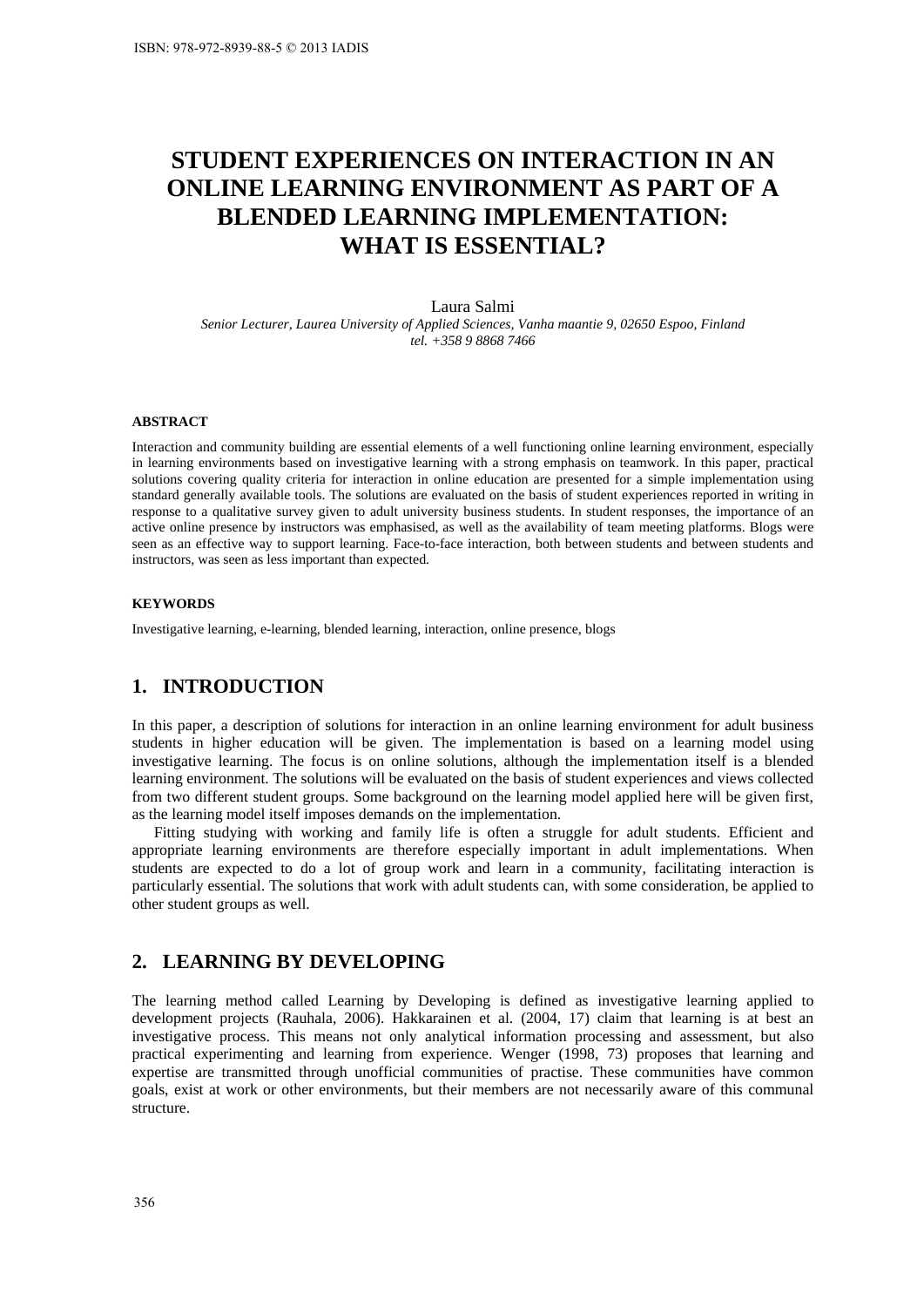# STUDENT EXPERIENCES ON INTERACTION IN AN ONLINE LEARNING ENVIRONMENT AS PART OF A BLENDED LEARNING IMPLEMENTATION: WHAT IS ESSENTIAL?

Laura Salmi

*Senior Lecturer, Laurea University of Applied Sciences, Vanha maantie 9, 02650 Espoo, Finland*
*tel. +358 9 8868 7466*

### ABSTRACT

Interaction and community building are essential elements of a well functioning online learning environment, especially in learning environments based on investigative learning with a strong emphasis on teamwork. In this paper, practical solutions covering quality criteria for interaction in online education are presented for a simple implementation using standard generally available tools. The solutions are evaluated on the basis of student experiences reported in writing in response to a qualitative survey given to adult university business students. In student responses, the importance of an active online presence by instructors was emphasised, as well as the availability of team meeting platforms. Blogs were seen as an effective way to support learning. Face-to-face interaction, both between students and between students and instructors, was seen as less important than expected.

### KEYWORDS

Investigative learning, e-learning, blended learning, interaction, online presence, blogs

## 1. INTRODUCTION

In this paper, a description of solutions for interaction in an online learning environment for adult business students in higher education will be given. The implementation is based on a learning model using investigative learning. The focus is on online solutions, although the implementation itself is a blended learning environment. The solutions will be evaluated on the basis of student experiences and views collected from two different student groups. Some background on the learning model applied here will be given first, as the learning model itself imposes demands on the implementation.

Fitting studying with working and family life is often a struggle for adult students. Efficient and appropriate learning environments are therefore especially important in adult implementations. When students are expected to do a lot of group work and learn in a community, facilitating interaction is particularly essential. The solutions that work with adult students can, with some consideration, be applied to other student groups as well.

## 2. LEARNING BY DEVELOPING

The learning method called Learning by Developing is defined as investigative learning applied to development projects (Rauhala, 2006). Hakkarainen et al. (2004, 17) claim that learning is at best an investigative process. This means not only analytical information processing and assessment, but also practical experimenting and learning from experience. Wenger (1998, 73) proposes that learning and expertise are transmitted through unofficial communities of practise. These communities have common goals, exist at work or other environments, but their members are not necessarily aware of this communal structure.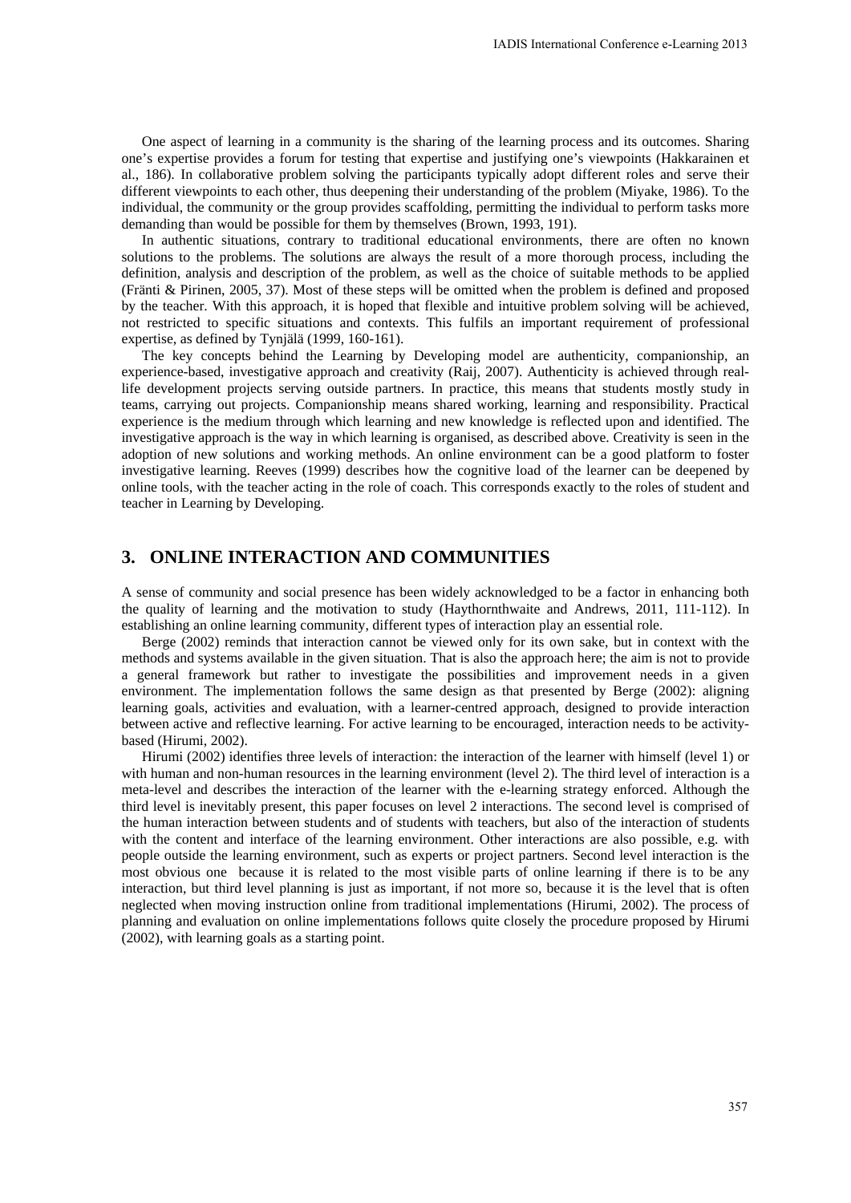One aspect of learning in a community is the sharing of the learning process and its outcomes. Sharing one's expertise provides a forum for testing that expertise and justifying one's viewpoints (Hakkarainen et al., 186). In collaborative problem solving the participants typically adopt different roles and serve their different viewpoints to each other, thus deepening their understanding of the problem (Miyake, 1986). To the individual, the community or the group provides scaffolding, permitting the individual to perform tasks more demanding than would be possible for them by themselves (Brown, 1993, 191).

In authentic situations, contrary to traditional educational environments, there are often no known solutions to the problems. The solutions are always the result of a more thorough process, including the definition, analysis and description of the problem, as well as the choice of suitable methods to be applied (Fränti & Pirinen, 2005, 37). Most of these steps will be omitted when the problem is defined and proposed by the teacher. With this approach, it is hoped that flexible and intuitive problem solving will be achieved, not restricted to specific situations and contexts. This fulfils an important requirement of professional expertise, as defined by Tynjälä (1999, 160-161).

The key concepts behind the Learning by Developing model are authenticity, companionship, an experience-based, investigative approach and creativity (Raij, 2007). Authenticity is achieved through real-life development projects serving outside partners. In practice, this means that students mostly study in teams, carrying out projects. Companionship means shared working, learning and responsibility. Practical experience is the medium through which learning and new knowledge is reflected upon and identified. The investigative approach is the way in which learning is organised, as described above. Creativity is seen in the adoption of new solutions and working methods. An online environment can be a good platform to foster investigative learning. Reeves (1999) describes how the cognitive load of the learner can be deepened by online tools, with the teacher acting in the role of coach. This corresponds exactly to the roles of student and teacher in Learning by Developing.

## 3. ONLINE INTERACTION AND COMMUNITIES

A sense of community and social presence has been widely acknowledged to be a factor in enhancing both the quality of learning and the motivation to study (Haythornthwaite and Andrews, 2011, 111-112). In establishing an online learning community, different types of interaction play an essential role.

Berge (2002) reminds that interaction cannot be viewed only for its own sake, but in context with the methods and systems available in the given situation. That is also the approach here; the aim is not to provide a general framework but rather to investigate the possibilities and improvement needs in a given environment. The implementation follows the same design as that presented by Berge (2002): aligning learning goals, activities and evaluation, with a learner-centred approach, designed to provide interaction between active and reflective learning. For active learning to be encouraged, interaction needs to be activity-based (Hirumi, 2002).

Hirumi (2002) identifies three levels of interaction: the interaction of the learner with himself (level 1) or with human and non-human resources in the learning environment (level 2). The third level of interaction is a meta-level and describes the interaction of the learner with the e-learning strategy enforced. Although the third level is inevitably present, this paper focuses on level 2 interactions. The second level is comprised of the human interaction between students and of students with teachers, but also of the interaction of students with the content and interface of the learning environment. Other interactions are also possible, e.g. with people outside the learning environment, such as experts or project partners. Second level interaction is the most obvious one because it is related to the most visible parts of online learning if there is to be any interaction, but third level planning is just as important, if not more so, because it is the level that is often neglected when moving instruction online from traditional implementations (Hirumi, 2002). The process of planning and evaluation on online implementations follows quite closely the procedure proposed by Hirumi (2002), with learning goals as a starting point.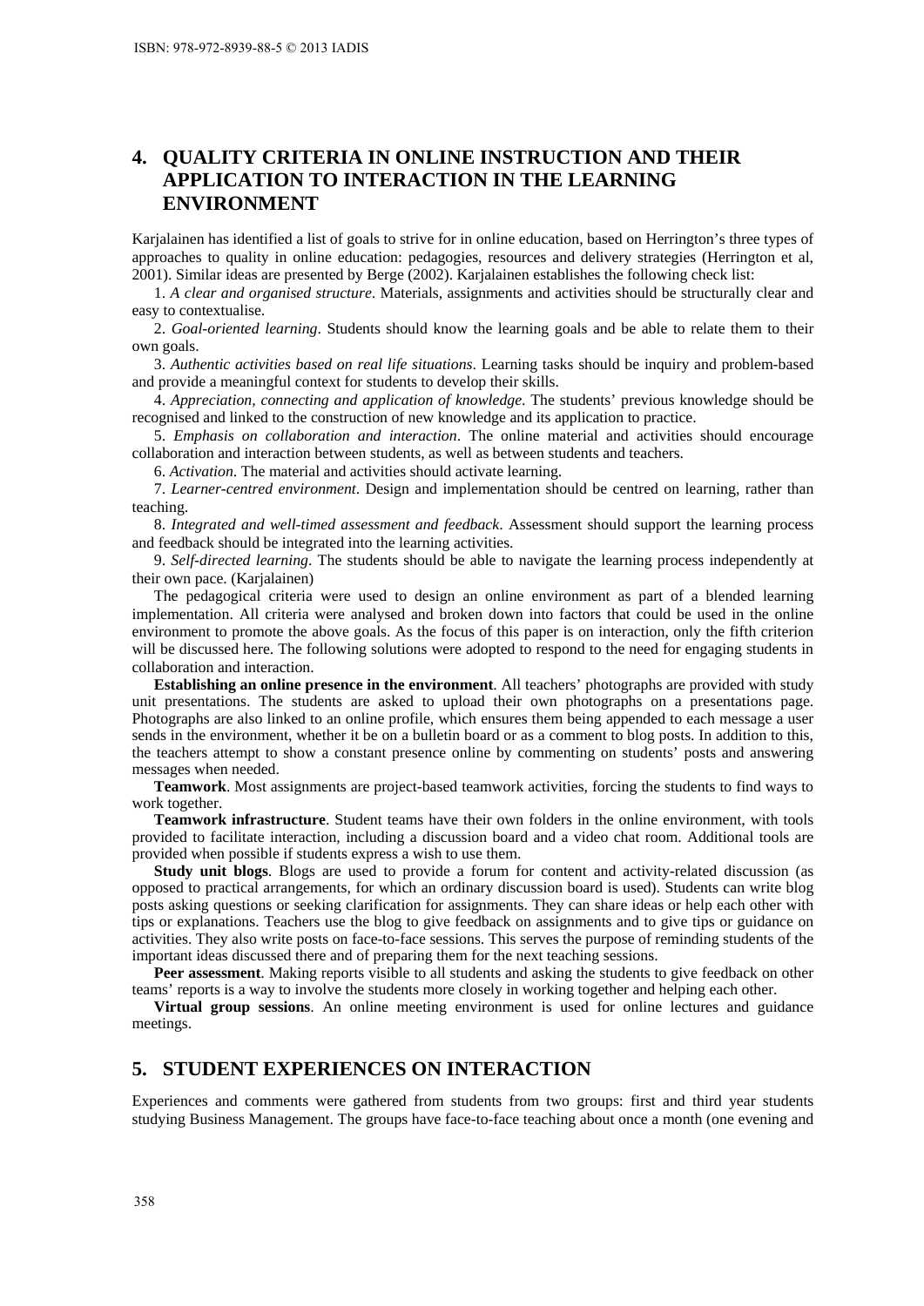## 4. QUALITY CRITERIA IN ONLINE INSTRUCTION AND THEIR APPLICATION TO INTERACTION IN THE LEARNING ENVIRONMENT

Karjalainen has identified a list of goals to strive for in online education, based on Herrington's three types of approaches to quality in online education: pedagogies, resources and delivery strategies (Herrington et al, 2001). Similar ideas are presented by Berge (2002). Karjalainen establishes the following check list:

1. *A clear and organised structure*. Materials, assignments and activities should be structurally clear and easy to contextualise.

2. *Goal-oriented learning*. Students should know the learning goals and be able to relate them to their own goals.

3. *Authentic activities based on real life situations*. Learning tasks should be inquiry and problem-based and provide a meaningful context for students to develop their skills.

4. *Appreciation, connecting and application of knowledge*. The students' previous knowledge should be recognised and linked to the construction of new knowledge and its application to practice.

5. *Emphasis on collaboration and interaction*. The online material and activities should encourage collaboration and interaction between students, as well as between students and teachers.

6. *Activation*. The material and activities should activate learning.

7. *Learner-centred environment*. Design and implementation should be centred on learning, rather than teaching.

8. *Integrated and well-timed assessment and feedback*. Assessment should support the learning process and feedback should be integrated into the learning activities.

9. *Self-directed learning*. The students should be able to navigate the learning process independently at their own pace. (Karjalainen)

The pedagogical criteria were used to design an online environment as part of a blended learning implementation. All criteria were analysed and broken down into factors that could be used in the online environment to promote the above goals. As the focus of this paper is on interaction, only the fifth criterion will be discussed here. The following solutions were adopted to respond to the need for engaging students in collaboration and interaction.

**Establishing an online presence in the environment**. All teachers' photographs are provided with study unit presentations. The students are asked to upload their own photographs on a presentations page. Photographs are also linked to an online profile, which ensures them being appended to each message a user sends in the environment, whether it be on a bulletin board or as a comment to blog posts. In addition to this, the teachers attempt to show a constant presence online by commenting on students' posts and answering messages when needed.

**Teamwork**. Most assignments are project-based teamwork activities, forcing the students to find ways to work together.

**Teamwork infrastructure**. Student teams have their own folders in the online environment, with tools provided to facilitate interaction, including a discussion board and a video chat room. Additional tools are provided when possible if students express a wish to use them.

**Study unit blogs**. Blogs are used to provide a forum for content and activity-related discussion (as opposed to practical arrangements, for which an ordinary discussion board is used). Students can write blog posts asking questions or seeking clarification for assignments. They can share ideas or help each other with tips or explanations. Teachers use the blog to give feedback on assignments and to give tips or guidance on activities. They also write posts on face-to-face sessions. This serves the purpose of reminding students of the important ideas discussed there and of preparing them for the next teaching sessions.

**Peer assessment**. Making reports visible to all students and asking the students to give feedback on other teams' reports is a way to involve the students more closely in working together and helping each other.

**Virtual group sessions**. An online meeting environment is used for online lectures and guidance meetings.

## 5. STUDENT EXPERIENCES ON INTERACTION

Experiences and comments were gathered from students from two groups: first and third year students studying Business Management. The groups have face-to-face teaching about once a month (one evening and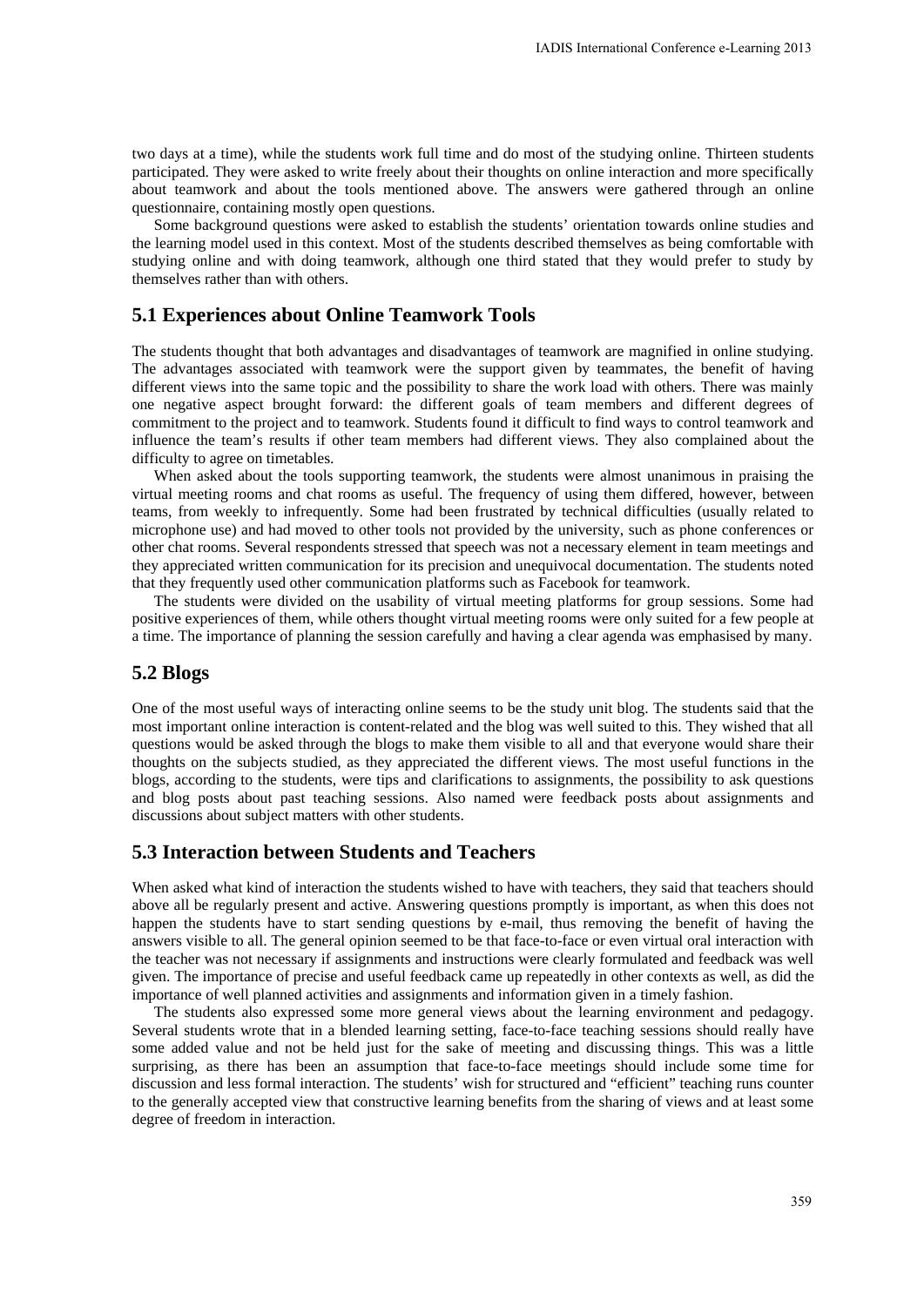two days at a time), while the students work full time and do most of the studying online. Thirteen students participated. They were asked to write freely about their thoughts on online interaction and more specifically about teamwork and about the tools mentioned above. The answers were gathered through an online questionnaire, containing mostly open questions.

Some background questions were asked to establish the students' orientation towards online studies and the learning model used in this context. Most of the students described themselves as being comfortable with studying online and with doing teamwork, although one third stated that they would prefer to study by themselves rather than with others.

## 5.1 Experiences about Online Teamwork Tools

The students thought that both advantages and disadvantages of teamwork are magnified in online studying. The advantages associated with teamwork were the support given by teammates, the benefit of having different views into the same topic and the possibility to share the work load with others. There was mainly one negative aspect brought forward: the different goals of team members and different degrees of commitment to the project and to teamwork. Students found it difficult to find ways to control teamwork and influence the team's results if other team members had different views. They also complained about the difficulty to agree on timetables.

When asked about the tools supporting teamwork, the students were almost unanimous in praising the virtual meeting rooms and chat rooms as useful. The frequency of using them differed, however, between teams, from weekly to infrequently. Some had been frustrated by technical difficulties (usually related to microphone use) and had moved to other tools not provided by the university, such as phone conferences or other chat rooms. Several respondents stressed that speech was not a necessary element in team meetings and they appreciated written communication for its precision and unequivocal documentation. The students noted that they frequently used other communication platforms such as Facebook for teamwork.

The students were divided on the usability of virtual meeting platforms for group sessions. Some had positive experiences of them, while others thought virtual meeting rooms were only suited for a few people at a time. The importance of planning the session carefully and having a clear agenda was emphasised by many.

## 5.2 Blogs

One of the most useful ways of interacting online seems to be the study unit blog. The students said that the most important online interaction is content-related and the blog was well suited to this. They wished that all questions would be asked through the blogs to make them visible to all and that everyone would share their thoughts on the subjects studied, as they appreciated the different views. The most useful functions in the blogs, according to the students, were tips and clarifications to assignments, the possibility to ask questions and blog posts about past teaching sessions. Also named were feedback posts about assignments and discussions about subject matters with other students.

## 5.3 Interaction between Students and Teachers

When asked what kind of interaction the students wished to have with teachers, they said that teachers should above all be regularly present and active. Answering questions promptly is important, as when this does not happen the students have to start sending questions by e-mail, thus removing the benefit of having the answers visible to all. The general opinion seemed to be that face-to-face or even virtual oral interaction with the teacher was not necessary if assignments and instructions were clearly formulated and feedback was well given. The importance of precise and useful feedback came up repeatedly in other contexts as well, as did the importance of well planned activities and assignments and information given in a timely fashion.

The students also expressed some more general views about the learning environment and pedagogy. Several students wrote that in a blended learning setting, face-to-face teaching sessions should really have some added value and not be held just for the sake of meeting and discussing things. This was a little surprising, as there has been an assumption that face-to-face meetings should include some time for discussion and less formal interaction. The students' wish for structured and "efficient" teaching runs counter to the generally accepted view that constructive learning benefits from the sharing of views and at least some degree of freedom in interaction.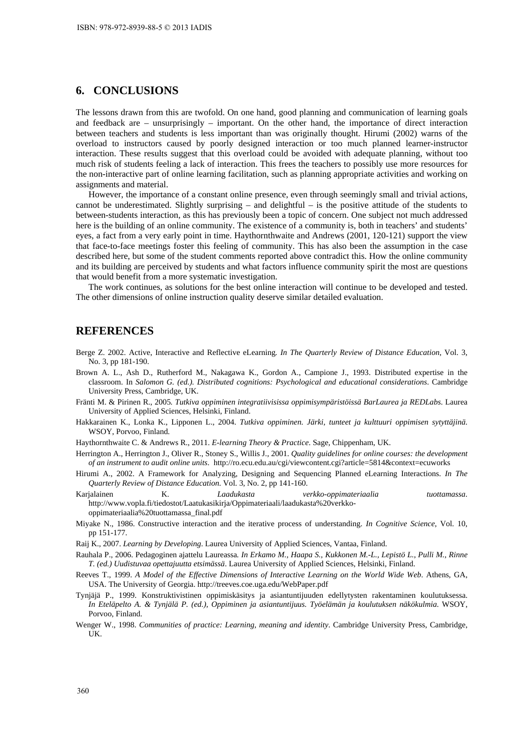## 6. CONCLUSIONS

The lessons drawn from this are twofold. On one hand, good planning and communication of learning goals and feedback are – unsurprisingly – important. On the other hand, the importance of direct interaction between teachers and students is less important than was originally thought. Hirumi (2002) warns of the overload to instructors caused by poorly designed interaction or too much planned learner-instructor interaction. These results suggest that this overload could be avoided with adequate planning, without too much risk of students feeling a lack of interaction. This frees the teachers to possibly use more resources for the non-interactive part of online learning facilitation, such as planning appropriate activities and working on assignments and material.

However, the importance of a constant online presence, even through seemingly small and trivial actions, cannot be underestimated. Slightly surprising – and delightful – is the positive attitude of the students to between-students interaction, as this has previously been a topic of concern. One subject not much addressed here is the building of an online community. The existence of a community is, both in teachers' and students' eyes, a fact from a very early point in time. Haythornthwaite and Andrews (2001, 120-121) support the view that face-to-face meetings foster this feeling of community. This has also been the assumption in the case described here, but some of the student comments reported above contradict this. How the online community and its building are perceived by students and what factors influence community spirit the most are questions that would benefit from a more systematic investigation.

The work continues, as solutions for the best online interaction will continue to be developed and tested. The other dimensions of online instruction quality deserve similar detailed evaluation.

## REFERENCES

Berge Z. 2002. Active, Interactive and Reflective eLearning. *In The Quarterly Review of Distance Education*, Vol. 3, No. 3, pp 181-190.

Brown A. L., Ash D., Rutherford M., Nakagawa K., Gordon A., Campione J., 1993. Distributed expertise in the classroom. In *Salomon G. (ed.). Distributed cognitions: Psychological and educational considerations*. Cambridge University Press, Cambridge, UK.

Fränti M. & Pirinen R., 2005. *Tutkiva oppiminen integratiivisissa oppimisympäristöissä BarLaurea ja REDLabs*. Laurea University of Applied Sciences, Helsinki, Finland.

Hakkarainen K., Lonka K., Lipponen L., 2004. *Tutkiva oppiminen. Järki, tunteet ja kulttuuri oppimisen sytyttäjinä*. WSOY, Porvoo, Finland.

Haythornthwaite C. & Andrews R., 2011. *E-learning Theory & Practice*. Sage, Chippenham, UK.

Herrington A., Herrington J., Oliver R., Stoney S., Willis J., 2001. *Quality guidelines for online courses: the development of an instrument to audit online units*. http://ro.ecu.edu.au/cgi/viewcontent.cgi?article=5814&context=ecuworks

Hirumi A., 2002. A Framework for Analyzing, Designing and Sequencing Planned eLearning Interactions. *In The Quarterly Review of Distance Education*. Vol. 3, No. 2, pp 141-160.

Karjalainen K. *Laadukasta verkko-oppimateriaalia tuottamassa*. http://www.vopla.fi/tiedostot/Laatukasikirja/Oppimateriaali/laadukasta%20verkko-oppimateriaalia%20tuottamassa_final.pdf

Miyake N., 1986. Constructive interaction and the iterative process of understanding. *In Cognitive Science*, Vol. 10, pp 151-177.

Raij K., 2007. *Learning by Developing*. Laurea University of Applied Sciences, Vantaa, Finland.

Rauhala P., 2006. Pedagoginen ajattelu Laureassa. *In Erkamo M., Haapa S., Kukkonen M.-L., Lepistö L., Pulli M., Rinne T. (ed.) Uudistuvaa opettajuutta etsimässä*. Laurea University of Applied Sciences, Helsinki, Finland.

Reeves T., 1999. *A Model of the Effective Dimensions of Interactive Learning on the World Wide Web*. Athens, GA, USA. The University of Georgia. http://treeves.coe.uga.edu/WebPaper.pdf

Tynjäjä P., 1999. Konstruktivistinen oppimiskäsitys ja asiantuntijuuden edellytysten rakentaminen koulutuksessa. *In Eteläpelto A. & Tynjälä P. (ed.), Oppiminen ja asiantuntijuus. Työelämän ja koulutuksen näkökulmia*. WSOY, Porvoo, Finland.

Wenger W., 1998. *Communities of practice: Learning, meaning and identity*. Cambridge University Press, Cambridge, UK.